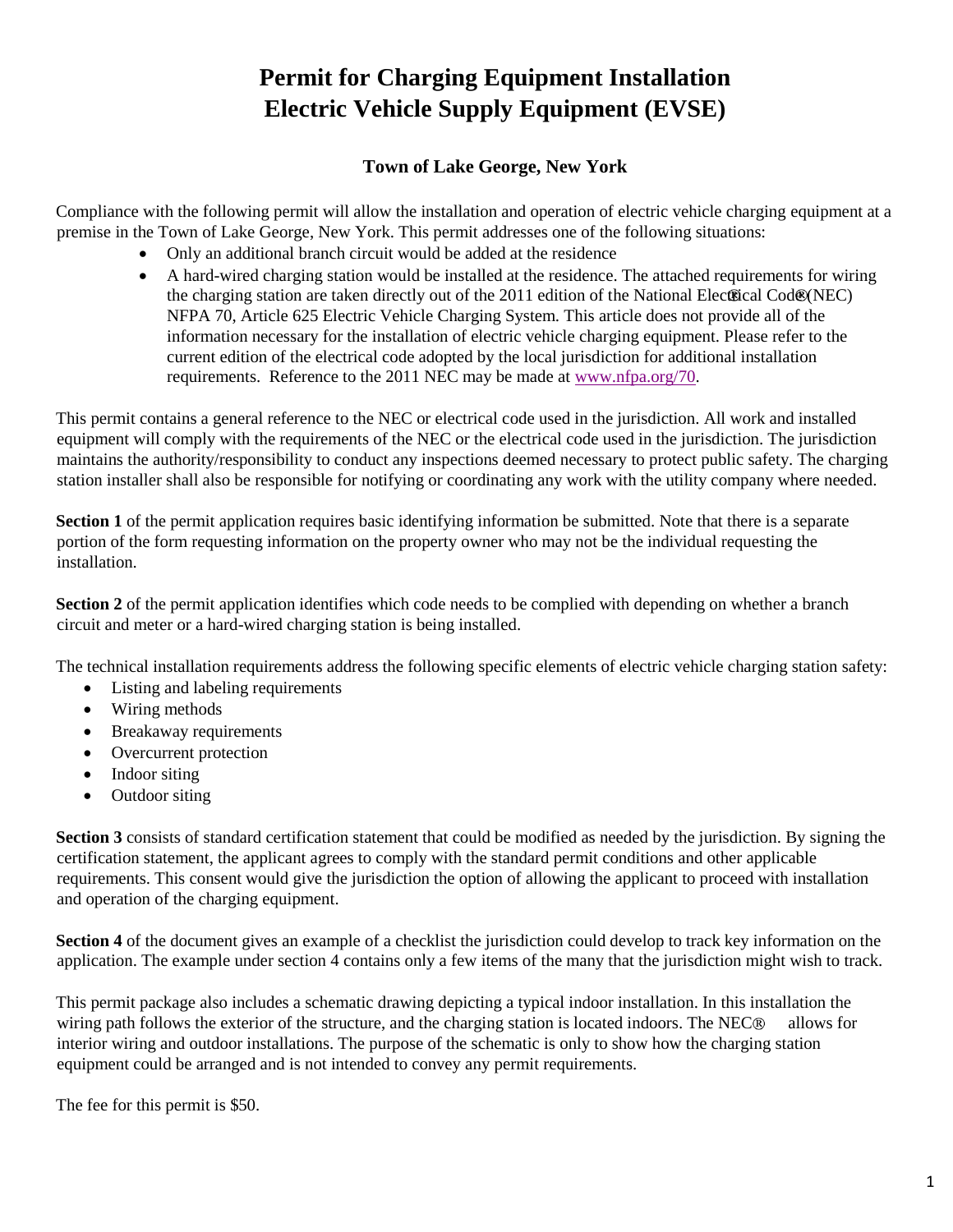# Permit for Charging Equipment Installation
# Electric Vehicle Supply Equipment (EVSE)

### Town of Lake George, New York

Compliance with the following permit will allow the installation and operation of electric vehicle charging equipment at a premise in the Town of Lake George, New York. This permit addresses one of the following situations:

- Only an additional branch circuit would be added at the residence
- A hard-wired charging station would be installed at the residence. The attached requirements for wiring the charging station are taken directly out of the 2011 edition of the National Electrical Code® (NEC) NFPA 70, Article 625 Electric Vehicle Charging System. This article does not provide all of the information necessary for the installation of electric vehicle charging equipment. Please refer to the current edition of the electrical code adopted by the local jurisdiction for additional installation requirements. Reference to the 2011 NEC may be made at www.nfpa.org/70.

This permit contains a general reference to the NEC or electrical code used in the jurisdiction. All work and installed equipment will comply with the requirements of the NEC or the electrical code used in the jurisdiction. The jurisdiction maintains the authority/responsibility to conduct any inspections deemed necessary to protect public safety. The charging station installer shall also be responsible for notifying or coordinating any work with the utility company where needed.

**Section 1** of the permit application requires basic identifying information be submitted. Note that there is a separate portion of the form requesting information on the property owner who may not be the individual requesting the installation.

**Section 2** of the permit application identifies which code needs to be complied with depending on whether a branch circuit and meter or a hard-wired charging station is being installed.

The technical installation requirements address the following specific elements of electric vehicle charging station safety:

- Listing and labeling requirements
- Wiring methods
- Breakaway requirements
- Overcurrent protection
- Indoor siting
- Outdoor siting

**Section 3** consists of standard certification statement that could be modified as needed by the jurisdiction. By signing the certification statement, the applicant agrees to comply with the standard permit conditions and other applicable requirements. This consent would give the jurisdiction the option of allowing the applicant to proceed with installation and operation of the charging equipment.

**Section 4** of the document gives an example of a checklist the jurisdiction could develop to track key information on the application. The example under section 4 contains only a few items of the many that the jurisdiction might wish to track.

This permit package also includes a schematic drawing depicting a typical indoor installation. In this installation the wiring path follows the exterior of the structure, and the charging station is located indoors. The NEC® allows for interior wiring and outdoor installations. The purpose of the schematic is only to show how the charging station equipment could be arranged and is not intended to convey any permit requirements.

The fee for this permit is $50.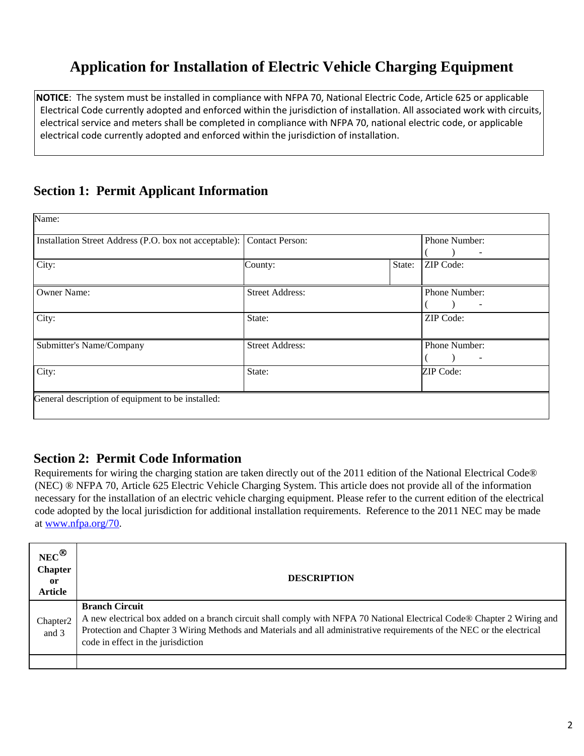# Application for Installation of Electric Vehicle Charging Equipment

**NOTICE**: The system must be installed in compliance with NFPA 70, National Electric Code, Article 625 or applicable Electrical Code currently adopted and enforced within the jurisdiction of installation. All associated work with circuits, electrical service and meters shall be completed in compliance with NFPA 70, national electric code, or applicable electrical code currently adopted and enforced within the jurisdiction of installation.

## Section 1: Permit Applicant Information

| Name: | | | |
|---|---|---|---|
| Installation Street Address (P.O. box not acceptable): | Contact Person: | | Phone Number: ( ) - |
| City: | County: | State: | ZIP Code: |
| Owner Name: | Street Address: | | Phone Number: ( ) - |
| City: | State: | | ZIP Code: |
| Submitter's Name/Company | Street Address: | | Phone Number: ( ) - |
| City: | State: | | ZIP Code: |
| General description of equipment to be installed: | | | |

## Section 2: Permit Code Information

Requirements for wiring the charging station are taken directly out of the 2011 edition of the National Electrical Code® (NEC) ® NFPA 70, Article 625 Electric Vehicle Charging System. This article does not provide all of the information necessary for the installation of an electric vehicle charging equipment. Please refer to the current edition of the electrical code adopted by the local jurisdiction for additional installation requirements. Reference to the 2011 NEC may be made at www.nfpa.org/70.

| NEC® Chapter or Article | DESCRIPTION |
|---|---|
| Chapter2 and 3 | **Branch Circuit**<br>A new electrical box added on a branch circuit shall comply with NFPA 70 National Electrical Code® Chapter 2 Wiring and Protection and Chapter 3 Wiring Methods and Materials and all administrative requirements of the NEC or the electrical code in effect in the jurisdiction |
| | |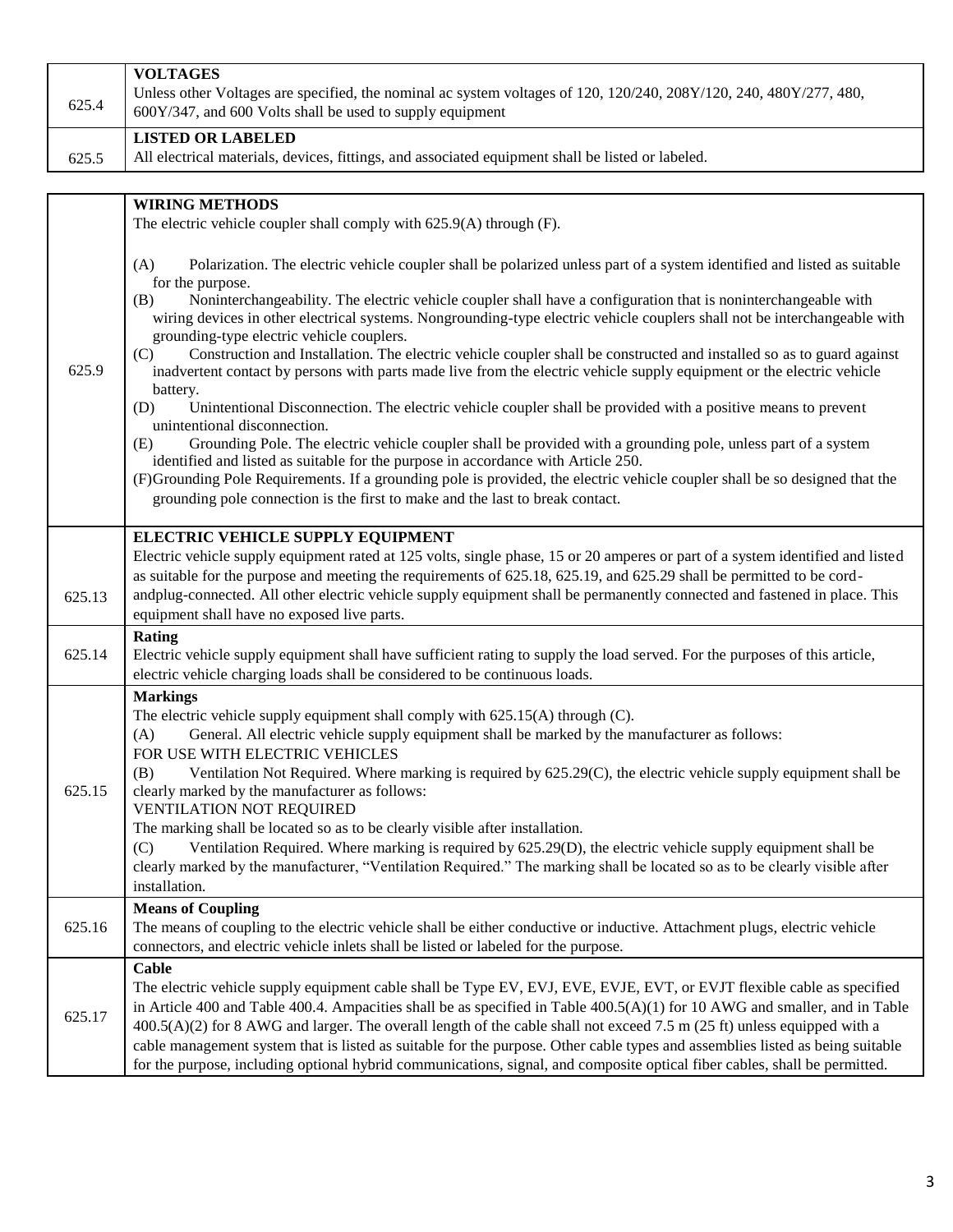| | |
|---|---|
| 625.4 | **VOLTAGES**<br>Unless other Voltages are specified, the nominal ac system voltages of 120, 120/240, 208Y/120, 240, 480Y/277, 480, 600Y/347, and 600 Volts shall be used to supply equipment |
| 625.5 | **LISTED OR LABELED**<br>All electrical materials, devices, fittings, and associated equipment shall be listed or labeled. |

| | |
|---|---|
| 625.9 | **WIRING METHODS**<br>The electric vehicle coupler shall comply with 625.9(A) through (F).<br><br>(A) Polarization. The electric vehicle coupler shall be polarized unless part of a system identified and listed as suitable for the purpose.<br>(B) Noninterchangeability. The electric vehicle coupler shall have a configuration that is noninterchangeable with wiring devices in other electrical systems. Nongrounding-type electric vehicle couplers shall not be interchangeable with grounding-type electric vehicle couplers.<br>(C) Construction and Installation. The electric vehicle coupler shall be constructed and installed so as to guard against inadvertent contact by persons with parts made live from the electric vehicle supply equipment or the electric vehicle battery.<br>(D) Unintentional Disconnection. The electric vehicle coupler shall be provided with a positive means to prevent unintentional disconnection.<br>(E) Grounding Pole. The electric vehicle coupler shall be provided with a grounding pole, unless part of a system identified and listed as suitable for the purpose in accordance with Article 250.<br>(F)Grounding Pole Requirements. If a grounding pole is provided, the electric vehicle coupler shall be so designed that the grounding pole connection is the first to make and the last to break contact. |
| 625.13 | **ELECTRIC VEHICLE SUPPLY EQUIPMENT**<br>Electric vehicle supply equipment rated at 125 volts, single phase, 15 or 20 amperes or part of a system identified and listed as suitable for the purpose and meeting the requirements of 625.18, 625.19, and 625.29 shall be permitted to be cord-andplug-connected. All other electric vehicle supply equipment shall be permanently connected and fastened in place. This equipment shall have no exposed live parts. |
| 625.14 | **Rating**<br>Electric vehicle supply equipment shall have sufficient rating to supply the load served. For the purposes of this article, electric vehicle charging loads shall be considered to be continuous loads. |
| 625.15 | **Markings**<br>The electric vehicle supply equipment shall comply with 625.15(A) through (C).<br>(A) General. All electric vehicle supply equipment shall be marked by the manufacturer as follows:<br>FOR USE WITH ELECTRIC VEHICLES<br>(B) Ventilation Not Required. Where marking is required by 625.29(C), the electric vehicle supply equipment shall be clearly marked by the manufacturer as follows:<br>VENTILATION NOT REQUIRED<br>The marking shall be located so as to be clearly visible after installation.<br>(C) Ventilation Required. Where marking is required by 625.29(D), the electric vehicle supply equipment shall be clearly marked by the manufacturer, "Ventilation Required." The marking shall be located so as to be clearly visible after installation. |
| 625.16 | **Means of Coupling**<br>The means of coupling to the electric vehicle shall be either conductive or inductive. Attachment plugs, electric vehicle connectors, and electric vehicle inlets shall be listed or labeled for the purpose. |
| 625.17 | **Cable**<br>The electric vehicle supply equipment cable shall be Type EV, EVJ, EVE, EVJE, EVT, or EVJT flexible cable as specified in Article 400 and Table 400.4. Ampacities shall be as specified in Table 400.5(A)(1) for 10 AWG and smaller, and in Table 400.5(A)(2) for 8 AWG and larger. The overall length of the cable shall not exceed 7.5 m (25 ft) unless equipped with a cable management system that is listed as suitable for the purpose. Other cable types and assemblies listed as being suitable for the purpose, including optional hybrid communications, signal, and composite optical fiber cables, shall be permitted. |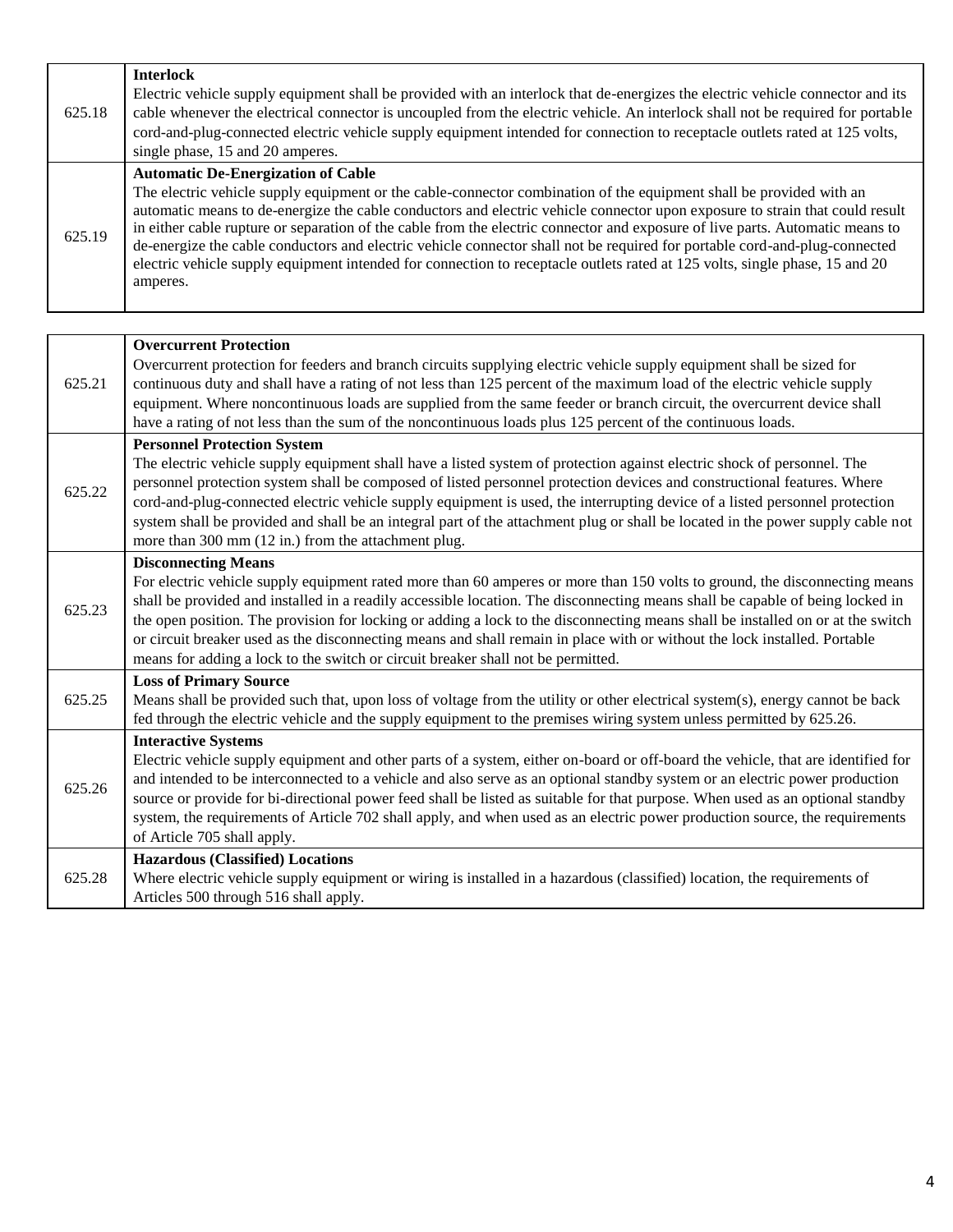| | |
|---|---|
| 625.18 | **Interlock**<br>Electric vehicle supply equipment shall be provided with an interlock that de-energizes the electric vehicle connector and its cable whenever the electrical connector is uncoupled from the electric vehicle. An interlock shall not be required for portable cord-and-plug-connected electric vehicle supply equipment intended for connection to receptacle outlets rated at 125 volts, single phase, 15 and 20 amperes. |
| 625.19 | **Automatic De-Energization of Cable**<br>The electric vehicle supply equipment or the cable-connector combination of the equipment shall be provided with an automatic means to de-energize the cable conductors and electric vehicle connector upon exposure to strain that could result in either cable rupture or separation of the cable from the electric connector and exposure of live parts. Automatic means to de-energize the cable conductors and electric vehicle connector shall not be required for portable cord-and-plug-connected electric vehicle supply equipment intended for connection to receptacle outlets rated at 125 volts, single phase, 15 and 20 amperes. |

| | |
|---|---|
| 625.21 | **Overcurrent Protection**<br>Overcurrent protection for feeders and branch circuits supplying electric vehicle supply equipment shall be sized for continuous duty and shall have a rating of not less than 125 percent of the maximum load of the electric vehicle supply equipment. Where noncontinuous loads are supplied from the same feeder or branch circuit, the overcurrent device shall have a rating of not less than the sum of the noncontinuous loads plus 125 percent of the continuous loads. |
| 625.22 | **Personnel Protection System**<br>The electric vehicle supply equipment shall have a listed system of protection against electric shock of personnel. The personnel protection system shall be composed of listed personnel protection devices and constructional features. Where cord-and-plug-connected electric vehicle supply equipment is used, the interrupting device of a listed personnel protection system shall be provided and shall be an integral part of the attachment plug or shall be located in the power supply cable not more than 300 mm (12 in.) from the attachment plug. |
| 625.23 | **Disconnecting Means**<br>For electric vehicle supply equipment rated more than 60 amperes or more than 150 volts to ground, the disconnecting means shall be provided and installed in a readily accessible location. The disconnecting means shall be capable of being locked in the open position. The provision for locking or adding a lock to the disconnecting means shall be installed on or at the switch or circuit breaker used as the disconnecting means and shall remain in place with or without the lock installed. Portable means for adding a lock to the switch or circuit breaker shall not be permitted. |
| 625.25 | **Loss of Primary Source**<br>Means shall be provided such that, upon loss of voltage from the utility or other electrical system(s), energy cannot be back fed through the electric vehicle and the supply equipment to the premises wiring system unless permitted by 625.26. |
| 625.26 | **Interactive Systems**<br>Electric vehicle supply equipment and other parts of a system, either on-board or off-board the vehicle, that are identified for and intended to be interconnected to a vehicle and also serve as an optional standby system or an electric power production source or provide for bi-directional power feed shall be listed as suitable for that purpose. When used as an optional standby system, the requirements of Article 702 shall apply, and when used as an electric power production source, the requirements of Article 705 shall apply. |
| 625.28 | **Hazardous (Classified) Locations**<br>Where electric vehicle supply equipment or wiring is installed in a hazardous (classified) location, the requirements of Articles 500 through 516 shall apply. |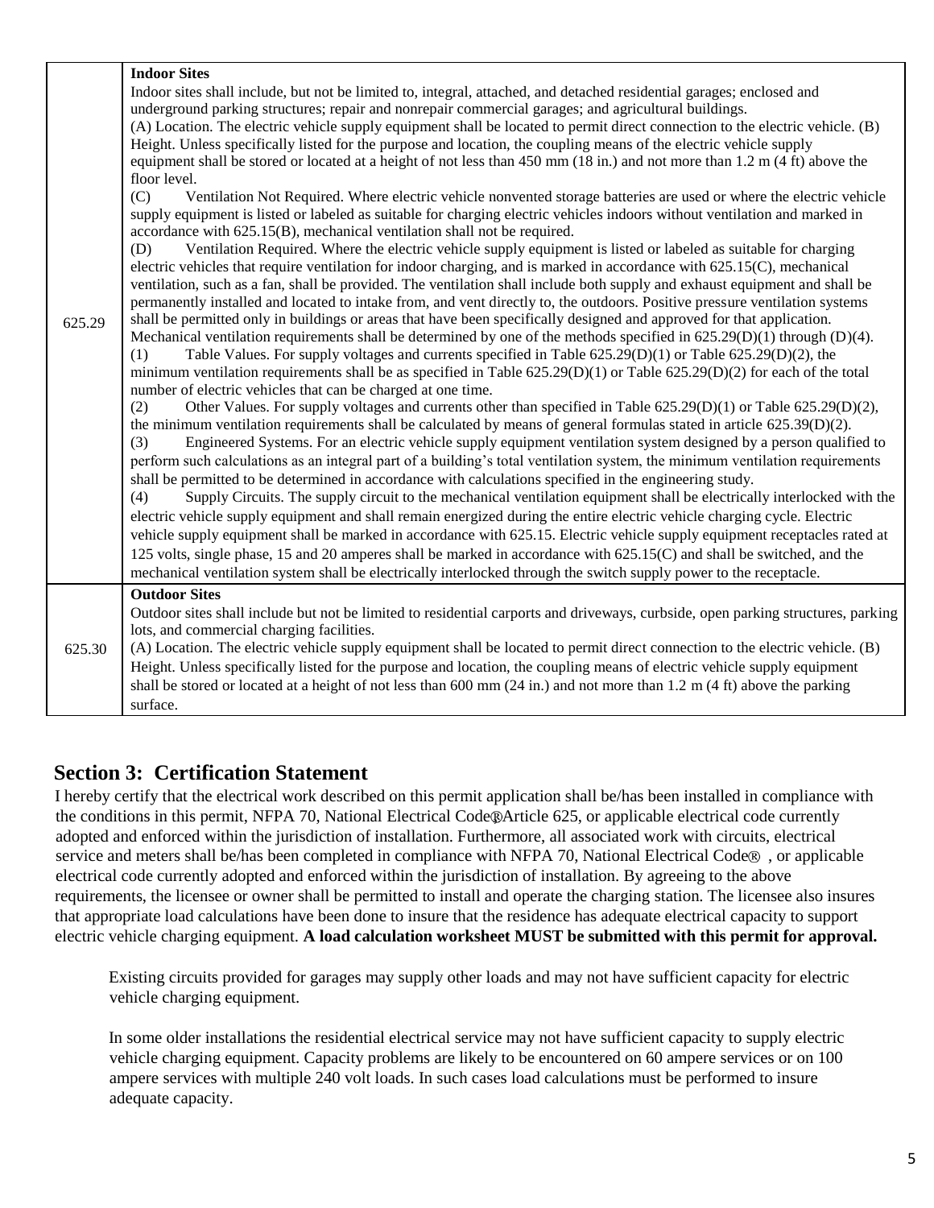| | |
|---|---|
| 625.29 | **Indoor Sites**<br>Indoor sites shall include, but not be limited to, integral, attached, and detached residential garages; enclosed and underground parking structures; repair and nonrepair commercial garages; and agricultural buildings.<br>(A) Location. The electric vehicle supply equipment shall be located to permit direct connection to the electric vehicle. (B) Height. Unless specifically listed for the purpose and location, the coupling means of the electric vehicle supply equipment shall be stored or located at a height of not less than 450 mm (18 in.) and not more than 1.2 m (4 ft) above the floor level.<br>(C) Ventilation Not Required. Where electric vehicle nonvented storage batteries are used or where the electric vehicle supply equipment is listed or labeled as suitable for charging electric vehicles indoors without ventilation and marked in accordance with 625.15(B), mechanical ventilation shall not be required.<br>(D) Ventilation Required. Where the electric vehicle supply equipment is listed or labeled as suitable for charging electric vehicles that require ventilation for indoor charging, and is marked in accordance with 625.15(C), mechanical ventilation, such as a fan, shall be provided. The ventilation shall include both supply and exhaust equipment and shall be permanently installed and located to intake from, and vent directly to, the outdoors. Positive pressure ventilation systems shall be permitted only in buildings or areas that have been specifically designed and approved for that application. Mechanical ventilation requirements shall be determined by one of the methods specified in 625.29(D)(1) through (D)(4).<br>(1) Table Values. For supply voltages and currents specified in Table 625.29(D)(1) or Table 625.29(D)(2), the minimum ventilation requirements shall be as specified in Table 625.29(D)(1) or Table 625.29(D)(2) for each of the total number of electric vehicles that can be charged at one time.<br>(2) Other Values. For supply voltages and currents other than specified in Table 625.29(D)(1) or Table 625.29(D)(2), the minimum ventilation requirements shall be calculated by means of general formulas stated in article 625.39(D)(2).<br>(3) Engineered Systems. For an electric vehicle supply equipment ventilation system designed by a person qualified to perform such calculations as an integral part of a building's total ventilation system, the minimum ventilation requirements shall be permitted to be determined in accordance with calculations specified in the engineering study.<br>(4) Supply Circuits. The supply circuit to the mechanical ventilation equipment shall be electrically interlocked with the electric vehicle supply equipment and shall remain energized during the entire electric vehicle charging cycle. Electric vehicle supply equipment shall be marked in accordance with 625.15. Electric vehicle supply equipment receptacles rated at 125 volts, single phase, 15 and 20 amperes shall be marked in accordance with 625.15(C) and shall be switched, and the mechanical ventilation system shall be electrically interlocked through the switch supply power to the receptacle. |
| 625.30 | **Outdoor Sites**<br>Outdoor sites shall include but not be limited to residential carports and driveways, curbside, open parking structures, parking lots, and commercial charging facilities.<br>(A) Location. The electric vehicle supply equipment shall be located to permit direct connection to the electric vehicle. (B) Height. Unless specifically listed for the purpose and location, the coupling means of electric vehicle supply equipment shall be stored or located at a height of not less than 600 mm (24 in.) and not more than 1.2 m (4 ft) above the parking surface. |

## Section 3: Certification Statement

I hereby certify that the electrical work described on this permit application shall be/has been installed in compliance with the conditions in this permit, NFPA 70, National Electrical Code® Article 625, or applicable electrical code currently adopted and enforced within the jurisdiction of installation. Furthermore, all associated work with circuits, electrical service and meters shall be/has been completed in compliance with NFPA 70, National Electrical Code® , or applicable electrical code currently adopted and enforced within the jurisdiction of installation. By agreeing to the above requirements, the licensee or owner shall be permitted to install and operate the charging station. The licensee also insures that appropriate load calculations have been done to insure that the residence has adequate electrical capacity to support electric vehicle charging equipment. **A load calculation worksheet MUST be submitted with this permit for approval.**

Existing circuits provided for garages may supply other loads and may not have sufficient capacity for electric vehicle charging equipment.

In some older installations the residential electrical service may not have sufficient capacity to supply electric vehicle charging equipment. Capacity problems are likely to be encountered on 60 ampere services or on 100 ampere services with multiple 240 volt loads. In such cases load calculations must be performed to insure adequate capacity.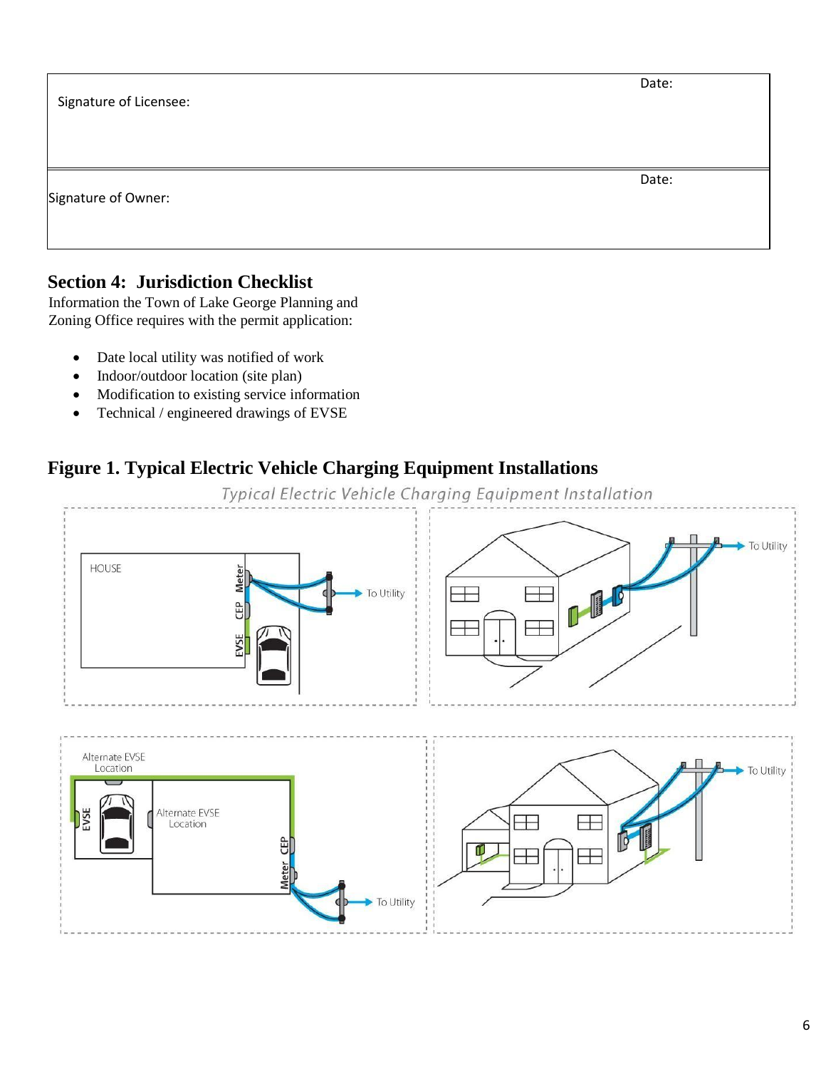| | |
|---|---|
| Signature of Licensee: | Date: |
| Signature of Owner: | Date: |

## Section 4: Jurisdiction Checklist

Information the Town of Lake George Planning and Zoning Office requires with the permit application:

- Date local utility was notified of work
- Indoor/outdoor location (site plan)
- Modification to existing service information
- Technical / engineered drawings of EVSE

## Figure 1. Typical Electric Vehicle Charging Equipment Installations

Typical Electric Vehicle Charging Equipment Installation

HOUSE

Meter

CEP

EVSE

To Utility

To Utility

Alternate EVSE Location

EVSE

Alternate EVSE Location

CEP

Meter

To Utility

To Utility